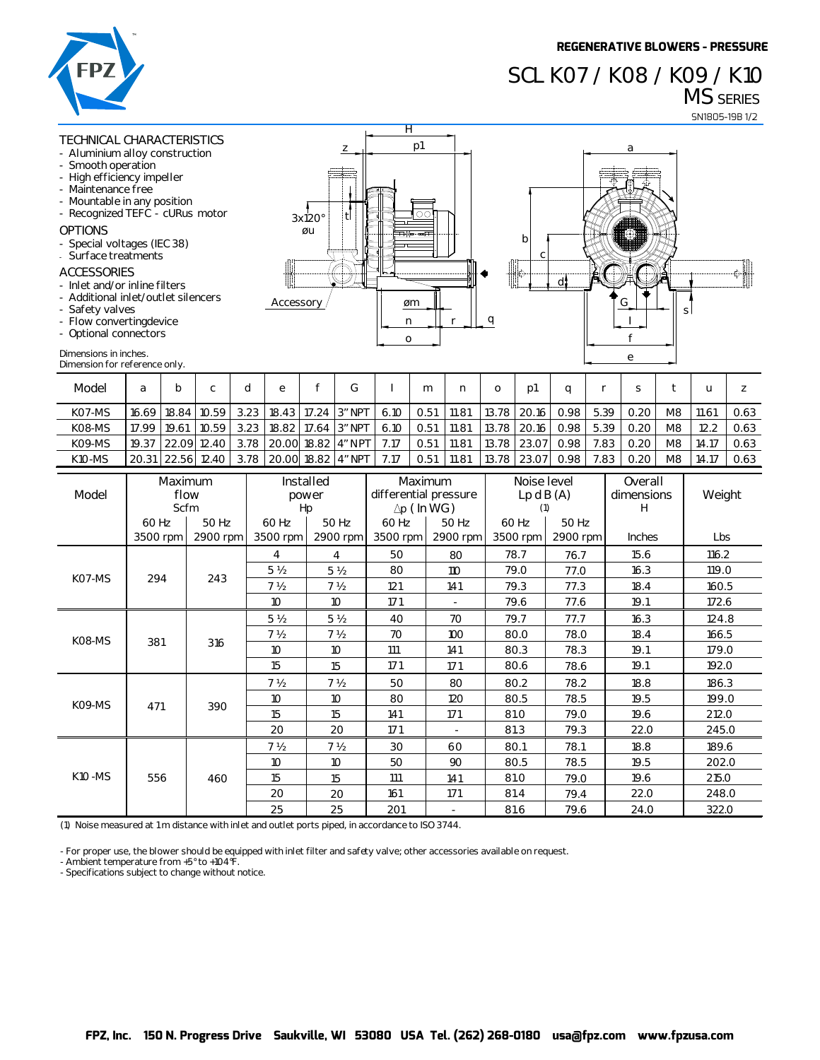REGENERATIVE BLOWERS - PRESSURE

# SCL K07 / K08 / K09 / K10 MS SERIES

SN1805-19B 1/2

## TECHNICAL CHARACTERISTICS

- Aluminium alloy construction
- Smooth operation
- High efficiency impeller
- Maintenance free
- Mountable in any position
- Recognized TEFC - cURus motor

## OPTIONS

- Special voltages (IEC 38)
- Surface treatments

## ACCESSORIES

- Inlet and/or inline filters
- Additional inlet/outlet silencers
- Safety valves
- Flow convertingdevice
- Optional connectors

Dimensions in inches.
Dimension for reference only.

| Model | a | b | c | d | e | f | G | l | m | n | o | p1 | q | r | s | t | u | z |
|---|---|---|---|---|---|---|---|---|---|---|---|---|---|---|---|---|---|---|
| K07-MS | 16.69 | 18.84 | 10.59 | 3.23 | 18.43 | 17.24 | 3" NPT | 6.10 | 0.51 | 11.81 | 13.78 | 20.16 | 0.98 | 5.39 | 0.20 | M8 | 11.61 | 0.63 |
| K08-MS | 17.99 | 19.61 | 10.59 | 3.23 | 18.82 | 17.64 | 3" NPT | 6.10 | 0.51 | 11.81 | 13.78 | 20.16 | 0.98 | 5.39 | 0.20 | M8 | 12.2 | 0.63 |
| K09-MS | 19.37 | 22.09 | 12.40 | 3.78 | 20.00 | 18.82 | 4" NPT | 7.17 | 0.51 | 11.81 | 13.78 | 23.07 | 0.98 | 7.83 | 0.20 | M8 | 14.17 | 0.63 |
| K10-MS | 20.31 | 22.56 | 12.40 | 3.78 | 20.00 | 18.82 | 4" NPT | 7.17 | 0.51 | 11.81 | 13.78 | 23.07 | 0.98 | 7.83 | 0.20 | M8 | 14.17 | 0.63 |

| Model | Maximum flow Scfm | | Installed power Hp | | Maximum differential pressure Δp (In WG) | | Noise level Lp dB (A) (1) | | Overall dimensions H | Weight |
|---|---|---|---|---|---|---|---|---|---|---|
| | 60 Hz 3500 rpm | 50 Hz 2900 rpm | 60 Hz 3500 rpm | 50 Hz 2900 rpm | 60 Hz 3500 rpm | 50 Hz 2900 rpm | 60 Hz 3500 rpm | 50 Hz 2900 rpm | Inches | Lbs |
| K07-MS | 294 | 243 | 4 | 4 | 50 | 80 | 78.7 | 76.7 | 15.6 | 116.2 |
| | | | 5 ½ | 5 ½ | 80 | 110 | 79.0 | 77.0 | 16.3 | 119.0 |
| | | | 7 ½ | 7 ½ | 121 | 141 | 79.3 | 77.3 | 18.4 | 160.5 |
| | | | 10 | 10 | 171 | - | 79.6 | 77.6 | 19.1 | 172.6 |
| K08-MS | 381 | 316 | 5 ½ | 5 ½ | 40 | 70 | 79.7 | 77.7 | 16.3 | 124.8 |
| | | | 7 ½ | 7 ½ | 70 | 100 | 80.0 | 78.0 | 18.4 | 166.5 |
| | | | 10 | 10 | 111 | 141 | 80.3 | 78.3 | 19.1 | 179.0 |
| | | | 15 | 15 | 171 | 171 | 80.6 | 78.6 | 19.1 | 192.0 |
| K09-MS | 471 | 390 | 7 ½ | 7 ½ | 50 | 80 | 80.2 | 78.2 | 18.8 | 186.3 |
| | | | 10 | 10 | 80 | 120 | 80.5 | 78.5 | 19.5 | 199.0 |
| | | | 15 | 15 | 141 | 171 | 81.0 | 79.0 | 19.6 | 212.0 |
| | | | 20 | 20 | 171 | - | 81.3 | 79.3 | 22.0 | 245.0 |
| K10-MS | 556 | 460 | 7 ½ | 7 ½ | 30 | 60 | 80.1 | 78.1 | 18.8 | 189.6 |
| | | | 10 | 10 | 50 | 90 | 80.5 | 78.5 | 19.5 | 202.0 |
| | | | 15 | 15 | 111 | 141 | 81.0 | 79.0 | 19.6 | 215.0 |
| | | | 20 | 20 | 161 | 171 | 81.4 | 79.4 | 22.0 | 248.0 |
| | | | 25 | 25 | 201 | - | 81.6 | 79.6 | 24.0 | 322.0 |

(1) Noise measured at 1 m distance with inlet and outlet ports piped, in accordance to ISO 3744.

- For proper use, the blower should be equipped with inlet filter and safety valve; other accessories available on request.
- Ambient temperature from +5°to +104°F.
- Specifications subject to change without notice.

FPZ, Inc. 150 N. Progress Drive Saukville, WI 53080 USA Tel. (262) 268-0180 usa@fpz.com www.fpzusa.com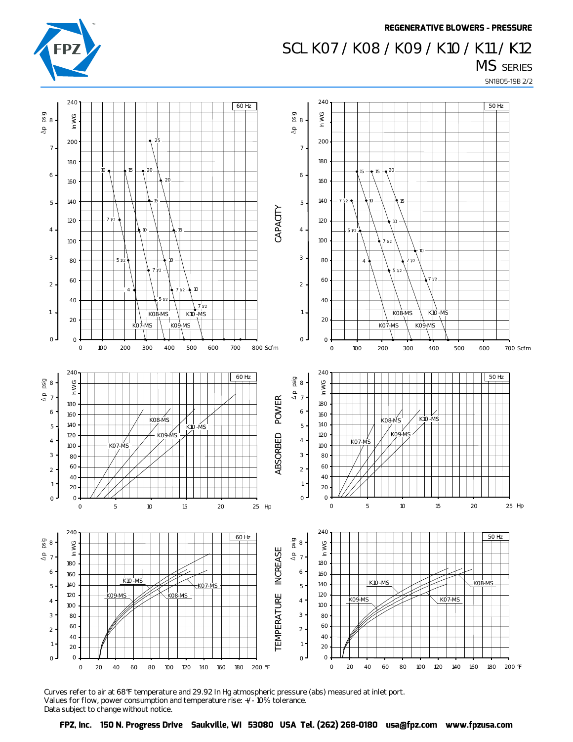REGENERATIVE BLOWERS - PRESSURE

# SCL K07 / K08 / K09 / K10 / K11 / K12

## MS SERIES

SN1805-19B 2/2

CAPACITY

60 Hz

Δp psig

In WG

0 1 2 3 4 5 6 7 8

0 20 40 60 80 100 120 140 160 180 200 240

0 100 200 300 400 500 600 700 800 Scfm

K07-MS K08-MS K09-MS K10-MS

4 5 1/2 7 1/2 10 15 20 25

50 Hz

Δp psig

In WG

0 100 200 300 400 500 600 700 Scfm

K07-MS K08-MS K09-MS K10-MS

4 5 1/2 7 1/2 10 15 20

ABSORBED POWER

60 Hz

Δp psig

In WG

0 5 10 15 20 25 Hp

K07-MS K08-MS K09-MS K10-MS

50 Hz

Δp psig

In WG

0 5 10 15 20 25 Hp

K07-MS K08-MS K09-MS K10-MS

TEMPERATURE INCREASE

60 Hz

Δp psig

In WG

0 20 40 60 80 100 120 140 160 180 200 °F

K10-MS K09-MS K07-MS K08-MS

50 Hz

Δp psig

In WG

0 20 40 60 80 100 120 140 160 180 200 °F

K10-MS K09-MS K08-MS K07-MS

Curves refer to air at 68°F temperature and 29.92 In Hg atmospheric pressure (abs) measured at inlet port.
Values for flow, power consumption and temperature rise: +/- 10% tolerance.
Data subject to change without notice.

**FPZ, Inc. 150 N. Progress Drive Saukville, WI 53080 USA Tel. (262) 268-0180 usa@fpz.com www.fpzusa.com**